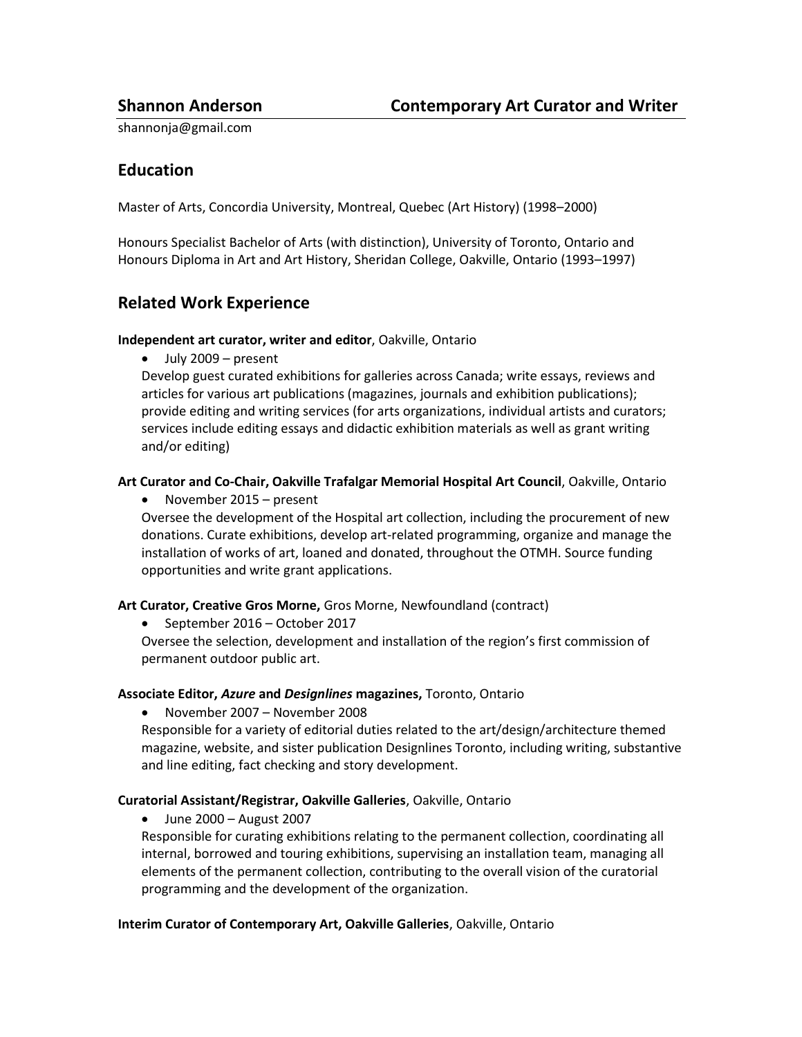# Shannon Anderson — Contemporary Art Curator and Writer

shannonja@gmail.com

## Education

Master of Arts, Concordia University, Montreal, Quebec (Art History) (1998–2000)

Honours Specialist Bachelor of Arts (with distinction), University of Toronto, Ontario and Honours Diploma in Art and Art History, Sheridan College, Oakville, Ontario (1993–1997)

## Related Work Experience

**Independent art curator, writer and editor**, Oakville, Ontario

- July 2009 – present

Develop guest curated exhibitions for galleries across Canada; write essays, reviews and articles for various art publications (magazines, journals and exhibition publications); provide editing and writing services (for arts organizations, individual artists and curators; services include editing essays and didactic exhibition materials as well as grant writing and/or editing)

**Art Curator and Co-Chair, Oakville Trafalgar Memorial Hospital Art Council**, Oakville, Ontario

- November 2015 – present

Oversee the development of the Hospital art collection, including the procurement of new donations. Curate exhibitions, develop art-related programming, organize and manage the installation of works of art, loaned and donated, throughout the OTMH. Source funding opportunities and write grant applications.

**Art Curator, Creative Gros Morne,** Gros Morne, Newfoundland (contract)

- September 2016 – October 2017

Oversee the selection, development and installation of the region's first commission of permanent outdoor public art.

**Associate Editor, *Azure* and *Designlines* magazines,** Toronto, Ontario

- November 2007 – November 2008

Responsible for a variety of editorial duties related to the art/design/architecture themed magazine, website, and sister publication Designlines Toronto, including writing, substantive and line editing, fact checking and story development.

**Curatorial Assistant/Registrar, Oakville Galleries**, Oakville, Ontario

- June 2000 – August 2007

Responsible for curating exhibitions relating to the permanent collection, coordinating all internal, borrowed and touring exhibitions, supervising an installation team, managing all elements of the permanent collection, contributing to the overall vision of the curatorial programming and the development of the organization.

**Interim Curator of Contemporary Art, Oakville Galleries**, Oakville, Ontario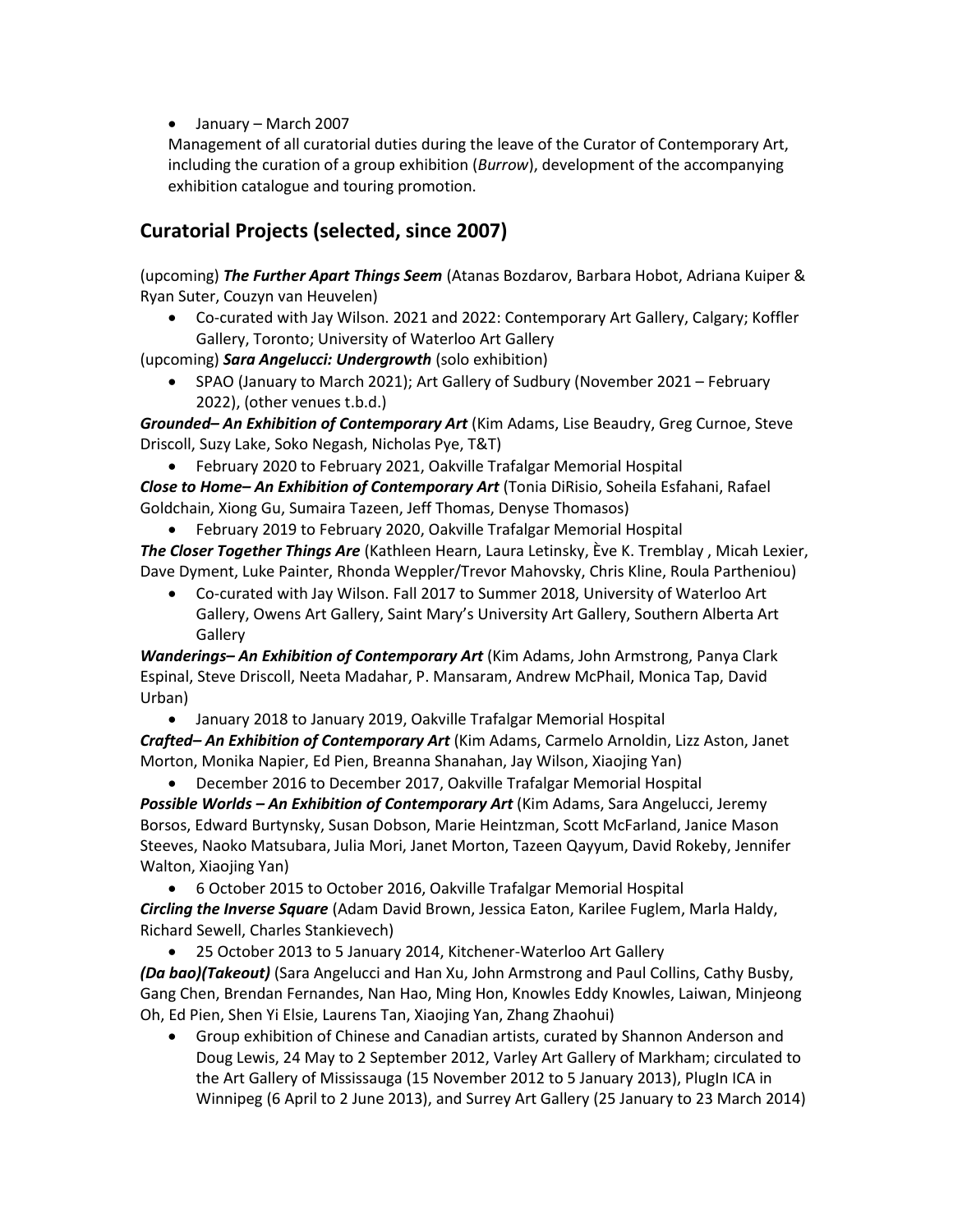- January – March 2007

  Management of all curatorial duties during the leave of the Curator of Contemporary Art, including the curation of a group exhibition (*Burrow*), development of the accompanying exhibition catalogue and touring promotion.

## Curatorial Projects (selected, since 2007)

(upcoming) ***The Further Apart Things Seem*** (Atanas Bozdarov, Barbara Hobot, Adriana Kuiper & Ryan Suter, Couzyn van Heuvelen)

- Co-curated with Jay Wilson. 2021 and 2022: Contemporary Art Gallery, Calgary; Koffler Gallery, Toronto; University of Waterloo Art Gallery

(upcoming) ***Sara Angelucci: Undergrowth*** (solo exhibition)

- SPAO (January to March 2021); Art Gallery of Sudbury (November 2021 – February 2022), (other venues t.b.d.)

***Grounded– An Exhibition of Contemporary Art*** (Kim Adams, Lise Beaudry, Greg Curnoe, Steve Driscoll, Suzy Lake, Soko Negash, Nicholas Pye, T&T)

- February 2020 to February 2021, Oakville Trafalgar Memorial Hospital

***Close to Home– An Exhibition of Contemporary Art*** (Tonia DiRisio, Soheila Esfahani, Rafael Goldchain, Xiong Gu, Sumaira Tazeen, Jeff Thomas, Denyse Thomasos)

- February 2019 to February 2020, Oakville Trafalgar Memorial Hospital

***The Closer Together Things Are*** (Kathleen Hearn, Laura Letinsky, Ève K. Tremblay , Micah Lexier, Dave Dyment, Luke Painter, Rhonda Weppler/Trevor Mahovsky, Chris Kline, Roula Partheniou)

- Co-curated with Jay Wilson. Fall 2017 to Summer 2018, University of Waterloo Art Gallery, Owens Art Gallery, Saint Mary's University Art Gallery, Southern Alberta Art Gallery

***Wanderings– An Exhibition of Contemporary Art*** (Kim Adams, John Armstrong, Panya Clark Espinal, Steve Driscoll, Neeta Madahar, P. Mansaram, Andrew McPhail, Monica Tap, David Urban)

- January 2018 to January 2019, Oakville Trafalgar Memorial Hospital

***Crafted– An Exhibition of Contemporary Art*** (Kim Adams, Carmelo Arnoldin, Lizz Aston, Janet Morton, Monika Napier, Ed Pien, Breanna Shanahan, Jay Wilson, Xiaojing Yan)

- December 2016 to December 2017, Oakville Trafalgar Memorial Hospital

***Possible Worlds – An Exhibition of Contemporary Art*** (Kim Adams, Sara Angelucci, Jeremy Borsos, Edward Burtynsky, Susan Dobson, Marie Heintzman, Scott McFarland, Janice Mason Steeves, Naoko Matsubara, Julia Mori, Janet Morton, Tazeen Qayyum, David Rokeby, Jennifer Walton, Xiaojing Yan)

- 6 October 2015 to October 2016, Oakville Trafalgar Memorial Hospital

***Circling the Inverse Square*** (Adam David Brown, Jessica Eaton, Karilee Fuglem, Marla Haldy, Richard Sewell, Charles Stankievech)

- 25 October 2013 to 5 January 2014, Kitchener-Waterloo Art Gallery

***(Da bao)(Takeout)*** (Sara Angelucci and Han Xu, John Armstrong and Paul Collins, Cathy Busby, Gang Chen, Brendan Fernandes, Nan Hao, Ming Hon, Knowles Eddy Knowles, Laiwan, Minjeong Oh, Ed Pien, Shen Yi Elsie, Laurens Tan, Xiaojing Yan, Zhang Zhaohui)

- Group exhibition of Chinese and Canadian artists, curated by Shannon Anderson and Doug Lewis, 24 May to 2 September 2012, Varley Art Gallery of Markham; circulated to the Art Gallery of Mississauga (15 November 2012 to 5 January 2013), PlugIn ICA in Winnipeg (6 April to 2 June 2013), and Surrey Art Gallery (25 January to 23 March 2014)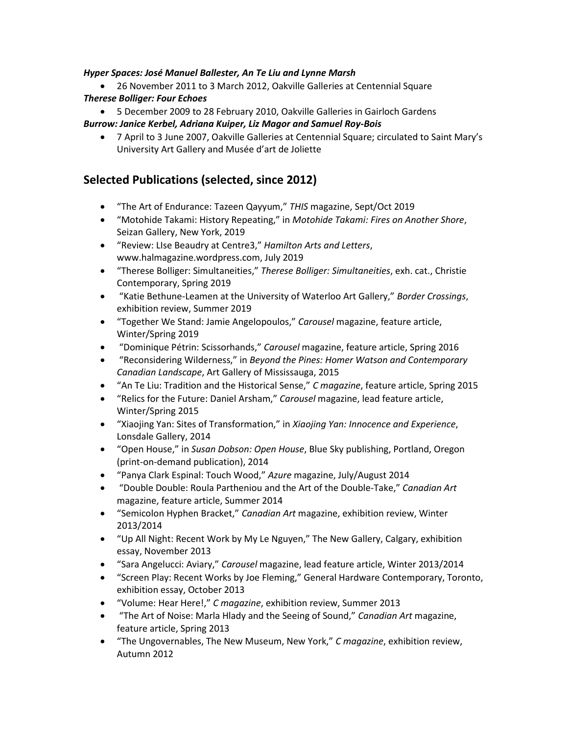***Hyper Spaces: José Manuel Ballester, An Te Liu and Lynne Marsh***

- 26 November 2011 to 3 March 2012, Oakville Galleries at Centennial Square

***Therese Bolliger: Four Echoes***

- 5 December 2009 to 28 February 2010, Oakville Galleries in Gairloch Gardens

***Burrow: Janice Kerbel, Adriana Kuiper, Liz Magor and Samuel Roy-Bois***

- 7 April to 3 June 2007, Oakville Galleries at Centennial Square; circulated to Saint Mary's University Art Gallery and Musée d'art de Joliette

## Selected Publications (selected, since 2012)

- "The Art of Endurance: Tazeen Qayyum," *THIS* magazine, Sept/Oct 2019
- "Motohide Takami: History Repeating," in *Motohide Takami: Fires on Another Shore*, Seizan Gallery, New York, 2019
- "Review: LIse Beaudry at Centre3," *Hamilton Arts and Letters*, www.halmagazine.wordpress.com, July 2019
- "Therese Bolliger: Simultaneities," *Therese Bolliger: Simultaneities*, exh. cat., Christie Contemporary, Spring 2019
- "Katie Bethune-Leamen at the University of Waterloo Art Gallery," *Border Crossings*, exhibition review, Summer 2019
- "Together We Stand: Jamie Angelopoulos," *Carousel* magazine, feature article, Winter/Spring 2019
- "Dominique Pétrin: Scissorhands," *Carousel* magazine, feature article, Spring 2016
- "Reconsidering Wilderness," in *Beyond the Pines: Homer Watson and Contemporary Canadian Landscape*, Art Gallery of Mississauga, 2015
- "An Te Liu: Tradition and the Historical Sense," *C magazine*, feature article, Spring 2015
- "Relics for the Future: Daniel Arsham," *Carousel* magazine, lead feature article, Winter/Spring 2015
- "Xiaojing Yan: Sites of Transformation," in *Xiaojing Yan: Innocence and Experience*, Lonsdale Gallery, 2014
- "Open House," in *Susan Dobson: Open House*, Blue Sky publishing, Portland, Oregon (print-on-demand publication), 2014
- "Panya Clark Espinal: Touch Wood," *Azure* magazine, July/August 2014
- "Double Double: Roula Partheniou and the Art of the Double-Take," *Canadian Art* magazine, feature article, Summer 2014
- "Semicolon Hyphen Bracket," *Canadian Art* magazine, exhibition review, Winter 2013/2014
- "Up All Night: Recent Work by My Le Nguyen," The New Gallery, Calgary, exhibition essay, November 2013
- "Sara Angelucci: Aviary," *Carousel* magazine, lead feature article, Winter 2013/2014
- "Screen Play: Recent Works by Joe Fleming," General Hardware Contemporary, Toronto, exhibition essay, October 2013
- "Volume: Hear Here!," *C magazine*, exhibition review, Summer 2013
- "The Art of Noise: Marla Hlady and the Seeing of Sound," *Canadian Art* magazine, feature article, Spring 2013
- "The Ungovernables, The New Museum, New York," *C magazine*, exhibition review, Autumn 2012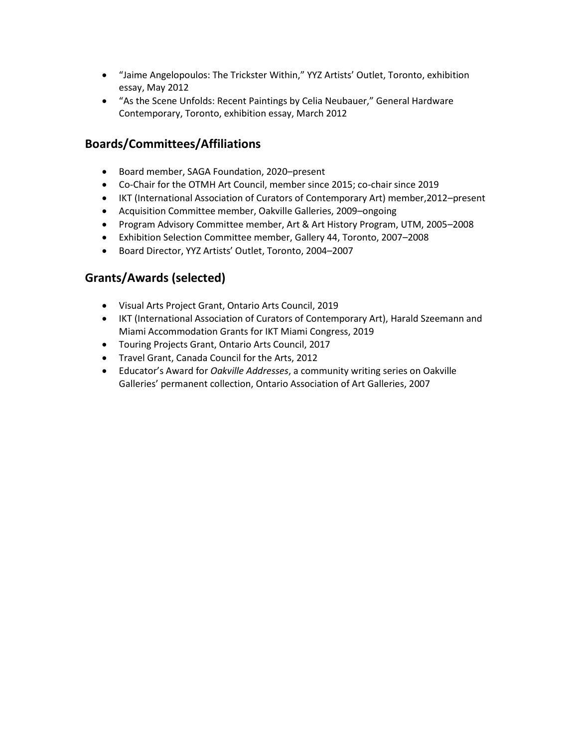- "Jaime Angelopoulos: The Trickster Within," YYZ Artists' Outlet, Toronto, exhibition essay, May 2012
- "As the Scene Unfolds: Recent Paintings by Celia Neubauer," General Hardware Contemporary, Toronto, exhibition essay, March 2012

## Boards/Committees/Affiliations

- Board member, SAGA Foundation, 2020–present
- Co-Chair for the OTMH Art Council, member since 2015; co-chair since 2019
- IKT (International Association of Curators of Contemporary Art) member,2012–present
- Acquisition Committee member, Oakville Galleries, 2009–ongoing
- Program Advisory Committee member, Art & Art History Program, UTM, 2005–2008
- Exhibition Selection Committee member, Gallery 44, Toronto, 2007–2008
- Board Director, YYZ Artists' Outlet, Toronto, 2004–2007

## Grants/Awards (selected)

- Visual Arts Project Grant, Ontario Arts Council, 2019
- IKT (International Association of Curators of Contemporary Art), Harald Szeemann and Miami Accommodation Grants for IKT Miami Congress, 2019
- Touring Projects Grant, Ontario Arts Council, 2017
- Travel Grant, Canada Council for the Arts, 2012
- Educator's Award for *Oakville Addresses*, a community writing series on Oakville Galleries' permanent collection, Ontario Association of Art Galleries, 2007